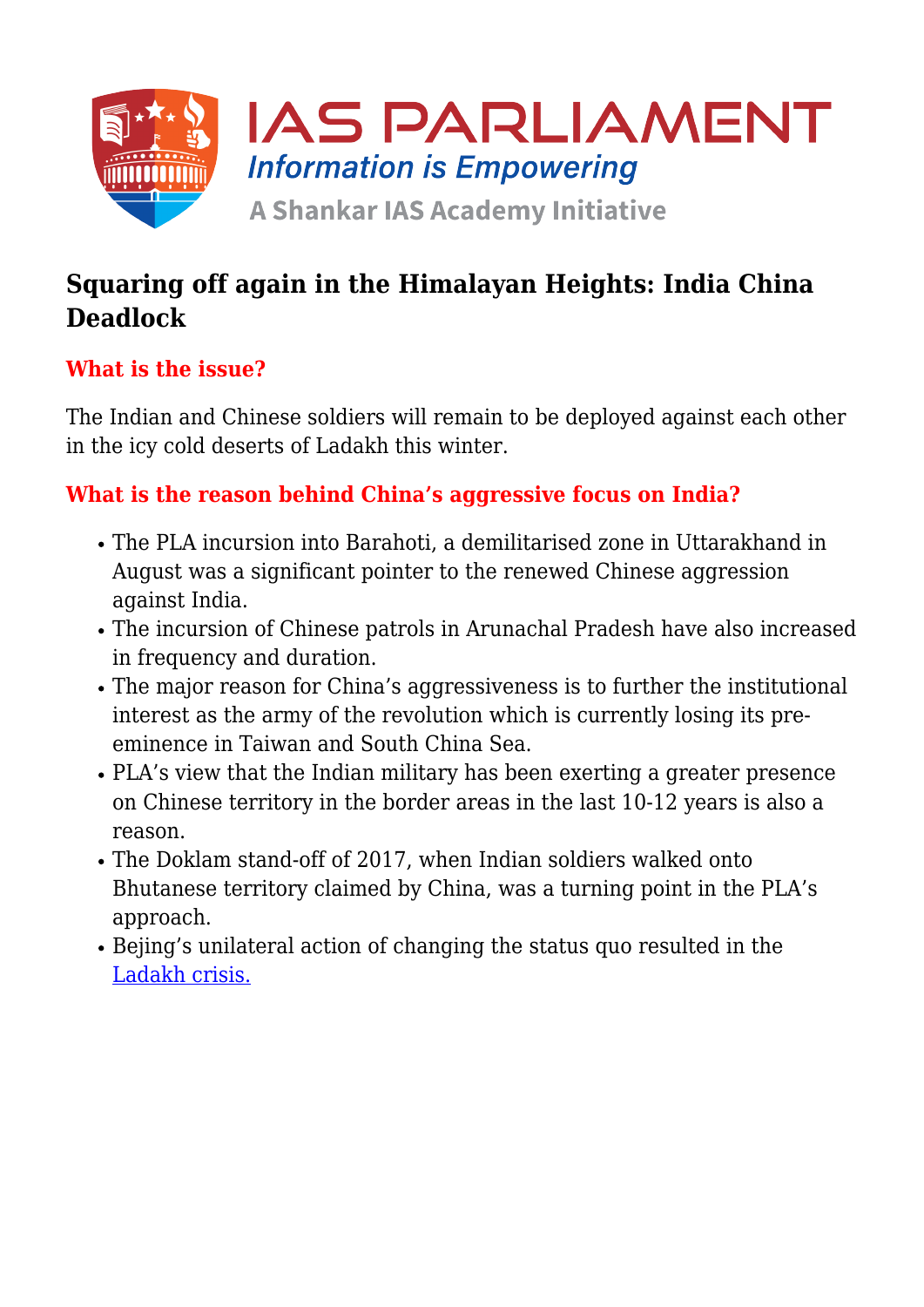# Squaring off again in the Himalayan Heights: India China Deadlock

## What is the issue?

The Indian and Chinese soldiers will remain to be deployed against each other in the icy cold deserts of Ladakh this winter.

## What is the reason behind China's aggressive focus on India?

- The PLA incursion into Barahoti, a demilitarised zone in Uttarakhand in August was a significant pointer to the renewed Chinese aggression against India.
- The incursion of Chinese patrols in Arunachal Pradesh have also increased in frequency and duration.
- The major reason for China's aggressiveness is to further the institutional interest as the army of the revolution which is currently losing its pre-eminence in Taiwan and South China Sea.
- PLA's view that the Indian military has been exerting a greater presence on Chinese territory in the border areas in the last 10-12 years is also a reason.
- The Doklam stand-off of 2017, when Indian soldiers walked onto Bhutanese territory claimed by China, was a turning point in the PLA's approach.
- Bejing's unilateral action of changing the status quo resulted in the [Ladakh crisis.]()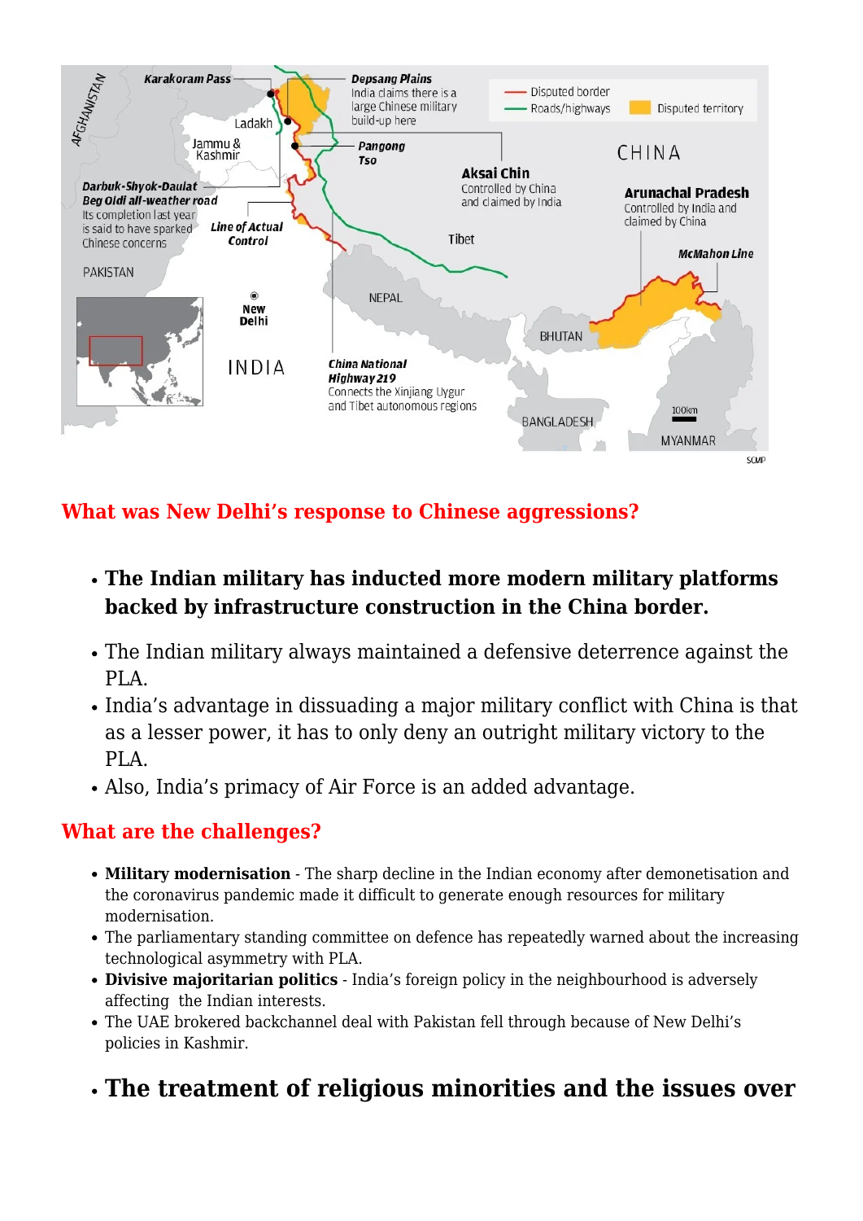## What was New Delhi's response to Chinese aggressions?

- **The Indian military has inducted more modern military platforms backed by infrastructure construction in the China border.**
- The Indian military always maintained a defensive deterrence against the PLA.
- India's advantage in dissuading a major military conflict with China is that as a lesser power, it has to only deny an outright military victory to the PLA.
- Also, India's primacy of Air Force is an added advantage.

## What are the challenges?

- **Military modernisation** - The sharp decline in the Indian economy after demonetisation and the coronavirus pandemic made it difficult to generate enough resources for military modernisation.
- The parliamentary standing committee on defence has repeatedly warned about the increasing technological asymmetry with PLA.
- **Divisive majoritarian politics** - India's foreign policy in the neighbourhood is adversely affecting the Indian interests.
- The UAE brokered backchannel deal with Pakistan fell through because of New Delhi's policies in Kashmir.

- **The treatment of religious minorities and the issues over**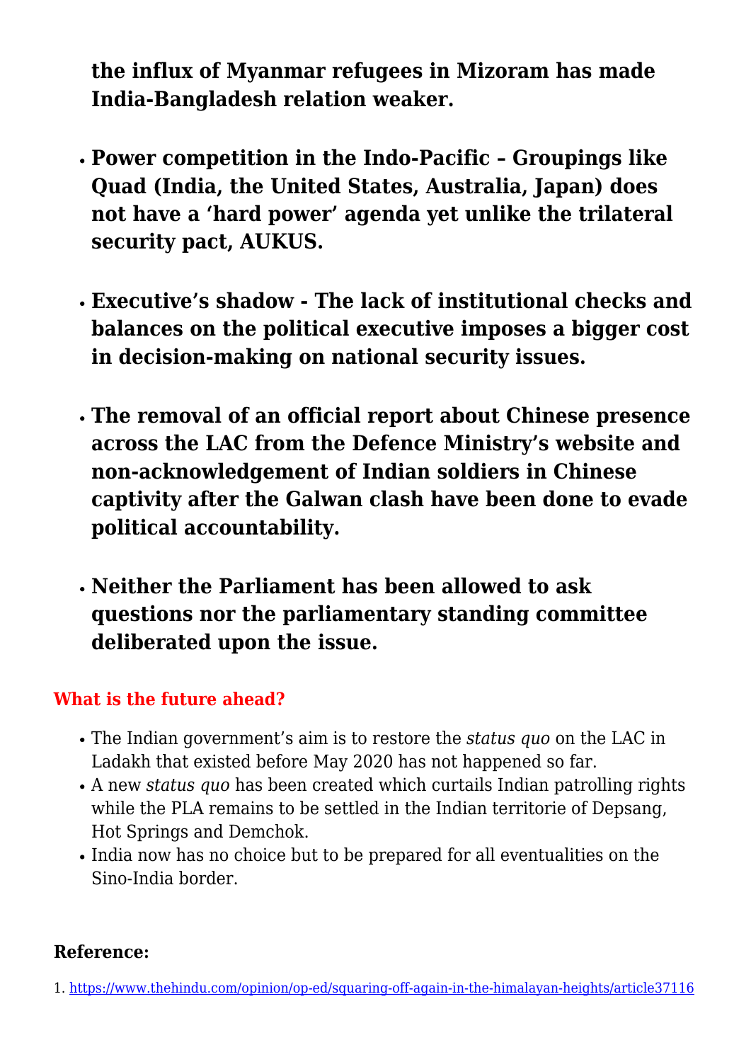**the influx of Myanmar refugees in Mizoram has made India-Bangladesh relation weaker.**

- **Power competition in the Indo-Pacific – Groupings like Quad (India, the United States, Australia, Japan) does not have a 'hard power' agenda yet unlike the trilateral security pact, AUKUS.**
- **Executive's shadow - The lack of institutional checks and balances on the political executive imposes a bigger cost in decision-making on national security issues.**
- **The removal of an official report about Chinese presence across the LAC from the Defence Ministry's website and non-acknowledgement of Indian soldiers in Chinese captivity after the Galwan clash have been done to evade political accountability.**
- **Neither the Parliament has been allowed to ask questions nor the parliamentary standing committee deliberated upon the issue.**

### What is the future ahead?

- The Indian government's aim is to restore the *status quo* on the LAC in Ladakh that existed before May 2020 has not happened so far.
- A new *status quo* has been created which curtails Indian patrolling rights while the PLA remains to be settled in the Indian territorie of Depsang, Hot Springs and Demchok.
- India now has no choice but to be prepared for all eventualities on the Sino-India border.

**Reference:**

1. https://www.thehindu.com/opinion/op-ed/squaring-off-again-in-the-himalayan-heights/article37116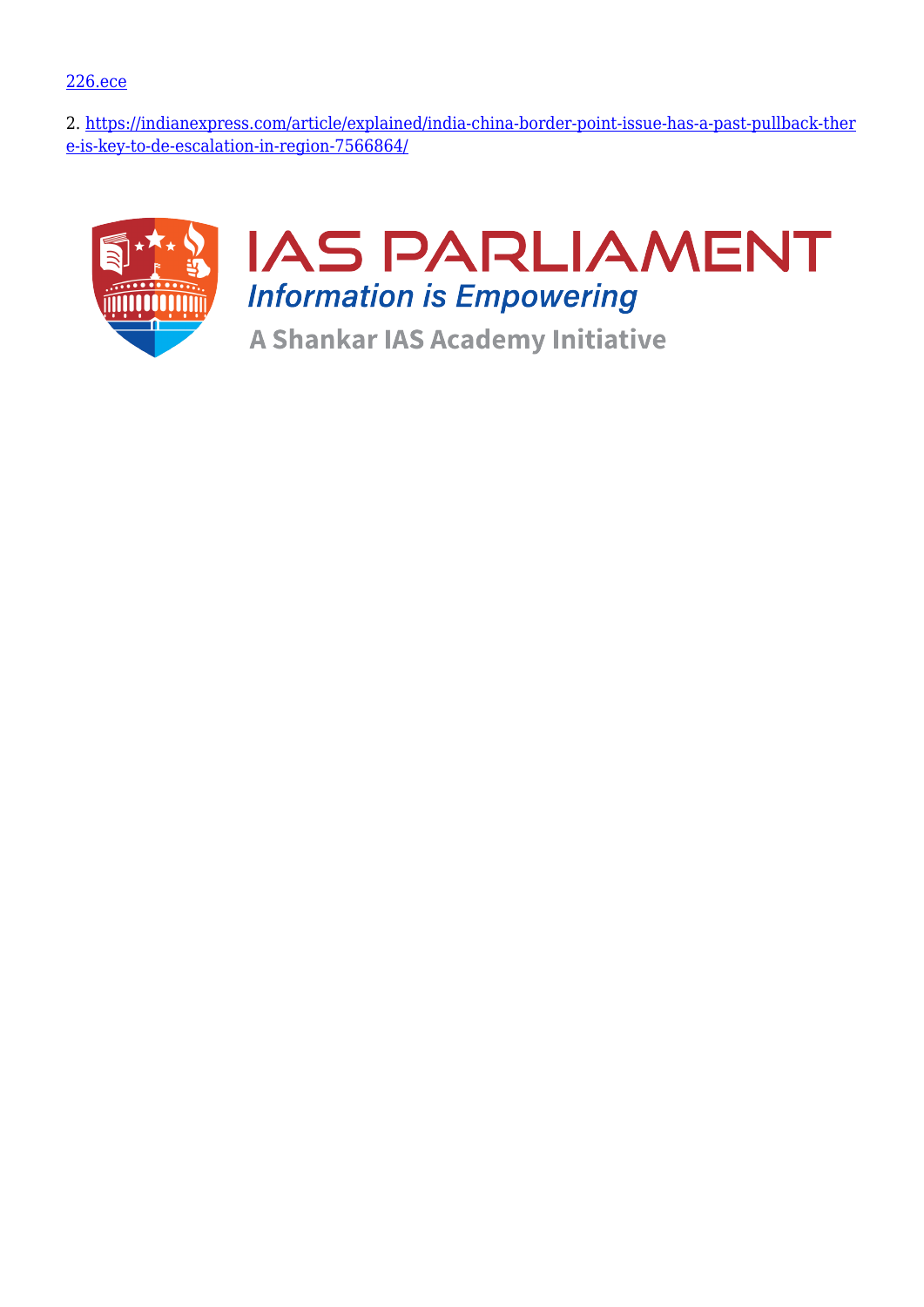[226.ece](226.ece)

2. [https://indianexpress.com/article/explained/india-china-border-point-issue-has-a-past-pullback-there-is-key-to-de-escalation-in-region-7566864/](https://indianexpress.com/article/explained/india-china-border-point-issue-has-a-past-pullback-there-is-key-to-de-escalation-in-region-7566864/)

IAS PARLIAMENT

*Information is Empowering*

A Shankar IAS Academy Initiative